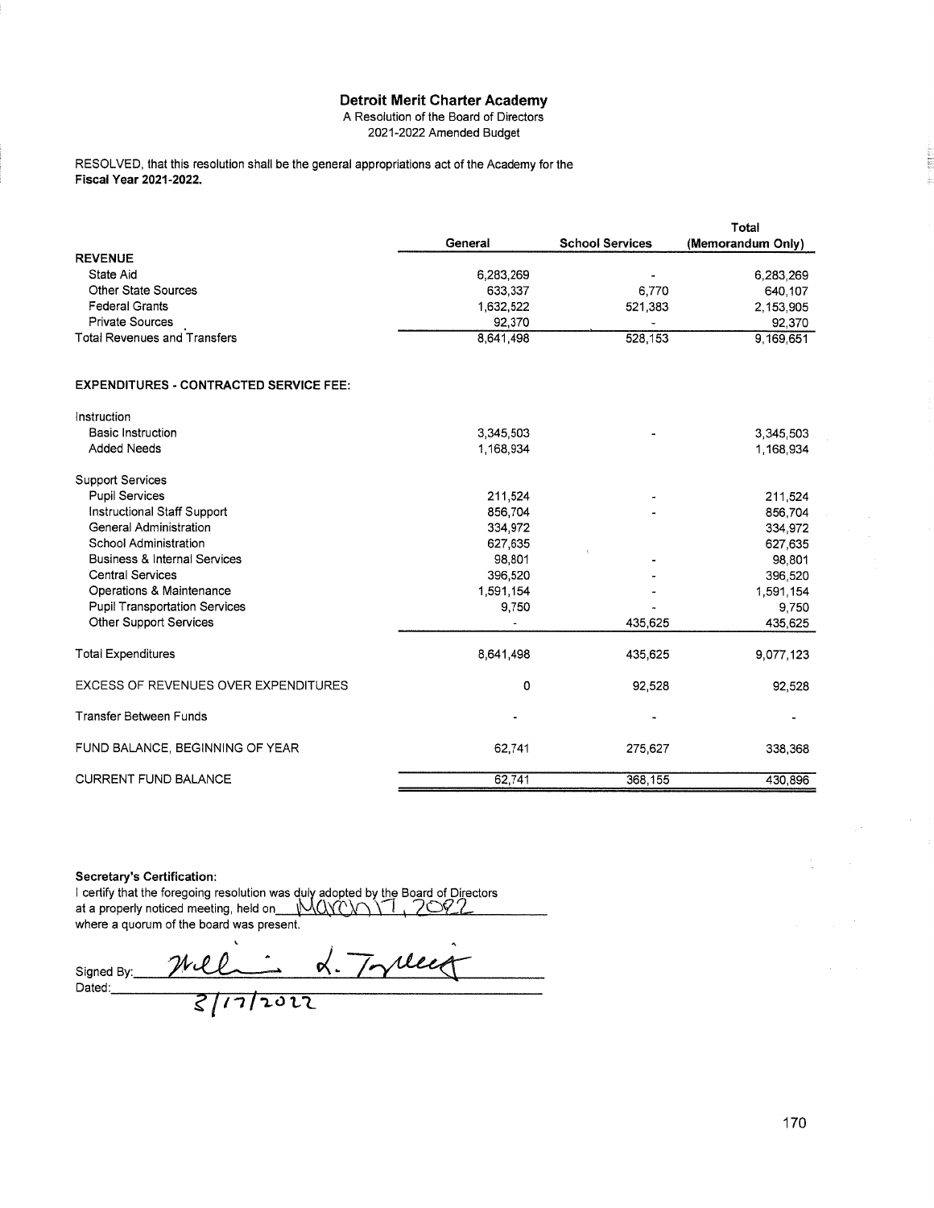# Detroit Merit Charter Academy

A Resolution of the Board of Directors
2021-2022 Amended Budget

RESOLVED, that this resolution shall be the general appropriations act of the Academy for the **Fiscal Year 2021-2022.**

| | General | School Services | Total (Memorandum Only) |
|---|---|---|---|
| **REVENUE** | | | |
| State Aid | 6,283,269 | - | 6,283,269 |
| Other State Sources | 633,337 | 6,770 | 640,107 |
| Federal Grants | 1,632,522 | 521,383 | 2,153,905 |
| Private Sources | 92,370 | - | 92,370 |
| Total Revenues and Transfers | 8,641,498 | 528,153 | 9,169,651 |
| | | | |
| **EXPENDITURES - CONTRACTED SERVICE FEE:** | | | |
| | | | |
| Instruction | | | |
| Basic Instruction | 3,345,503 | - | 3,345,503 |
| Added Needs | 1,168,934 | | 1,168,934 |
| | | | |
| Support Services | | | |
| Pupil Services | 211,524 | - | 211,524 |
| Instructional Staff Support | 856,704 | - | 856,704 |
| General Administration | 334,972 | | 334,972 |
| School Administration | 627,635 | | 627,635 |
| Business & Internal Services | 98,801 | - | 98,801 |
| Central Services | 396,520 | - | 396,520 |
| Operations & Maintenance | 1,591,154 | - | 1,591,154 |
| Pupil Transportation Services | 9,750 | - | 9,750 |
| Other Support Services | - | 435,625 | 435,625 |
| | | | |
| Total Expenditures | 8,641,498 | 435,625 | 9,077,123 |
| | | | |
| EXCESS OF REVENUES OVER EXPENDITURES | 0 | 92,528 | 92,528 |
| | | | |
| Transfer Between Funds | - | - | - |
| | | | |
| FUND BALANCE, BEGINNING OF YEAR | 62,741 | 275,627 | 338,368 |
| | | | |
| CURRENT FUND BALANCE | 62,741 | 368,155 | 430,896 |

**Secretary's Certification:**

I certify that the foregoing resolution was duly adopted by the Board of Directors at a properly noticed meeting, held on March 17, 2022 where a quorum of the board was present.

Signed By: Melvin L. Tolliver

Dated: 3/17/2022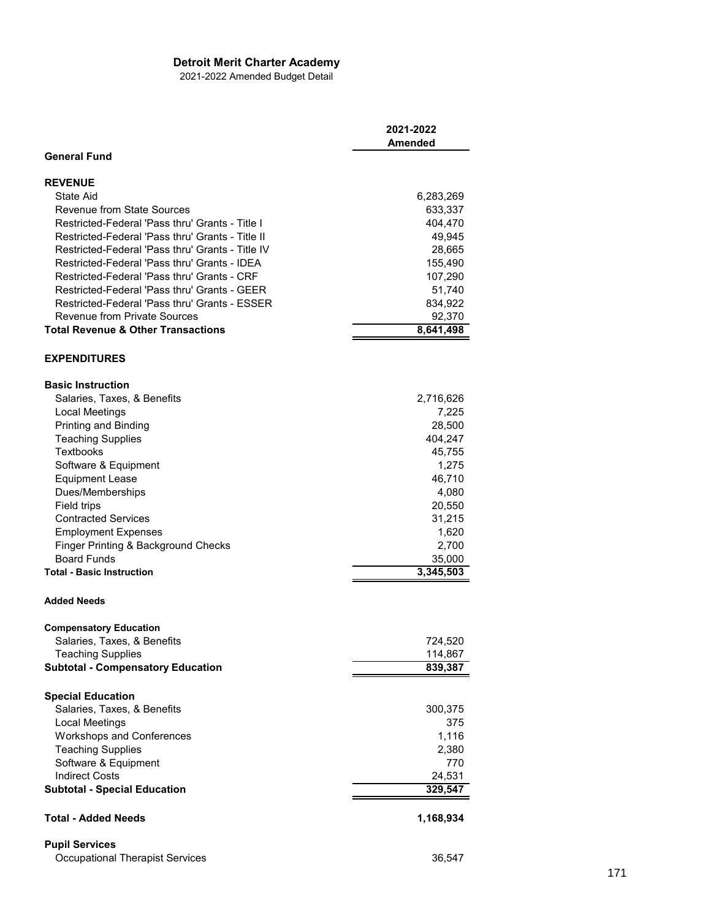**Detroit Merit Charter Academy**

2021-2022 Amended Budget Detail

| | 2021-2022 Amended |
|---|---|
| **General Fund** | |
| | |
| **REVENUE** | |
| State Aid | 6,283,269 |
| Revenue from State Sources | 633,337 |
| Restricted-Federal 'Pass thru' Grants - Title I | 404,470 |
| Restricted-Federal 'Pass thru' Grants - Title II | 49,945 |
| Restricted-Federal 'Pass thru' Grants - Title IV | 28,665 |
| Restricted-Federal 'Pass thru' Grants - IDEA | 155,490 |
| Restricted-Federal 'Pass thru' Grants - CRF | 107,290 |
| Restricted-Federal 'Pass thru' Grants - GEER | 51,740 |
| Restricted-Federal 'Pass thru' Grants - ESSER | 834,922 |
| Revenue from Private Sources | 92,370 |
| **Total Revenue & Other Transactions** | **8,641,498** |
| | |
| **EXPENDITURES** | |
| | |
| **Basic Instruction** | |
| Salaries, Taxes, & Benefits | 2,716,626 |
| Local Meetings | 7,225 |
| Printing and Binding | 28,500 |
| Teaching Supplies | 404,247 |
| Textbooks | 45,755 |
| Software & Equipment | 1,275 |
| Equipment Lease | 46,710 |
| Dues/Memberships | 4,080 |
| Field trips | 20,550 |
| Contracted Services | 31,215 |
| Employment Expenses | 1,620 |
| Finger Printing & Background Checks | 2,700 |
| Board Funds | 35,000 |
| **Total - Basic Instruction** | **3,345,503** |
| | |
| **Added Needs** | |
| | |
| **Compensatory Education** | |
| Salaries, Taxes, & Benefits | 724,520 |
| Teaching Supplies | 114,867 |
| **Subtotal - Compensatory Education** | **839,387** |
| | |
| **Special Education** | |
| Salaries, Taxes, & Benefits | 300,375 |
| Local Meetings | 375 |
| Workshops and Conferences | 1,116 |
| Teaching Supplies | 2,380 |
| Software & Equipment | 770 |
| Indirect Costs | 24,531 |
| **Subtotal - Special Education** | **329,547** |
| | |
| **Total - Added Needs** | **1,168,934** |
| | |
| **Pupil Services** | |
| Occupational Therapist Services | 36,547 |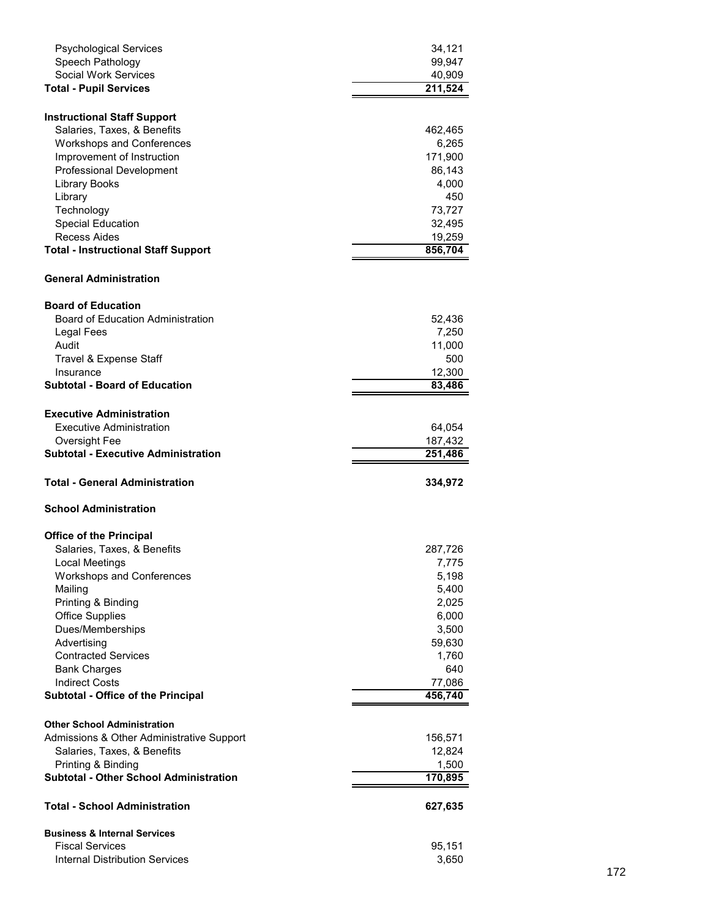| | |
|---|---|
| Psychological Services | 34,121 |
| Speech Pathology | 99,947 |
| Social Work Services | 40,909 |
| **Total - Pupil Services** | **211,524** |
| | |
| **Instructional Staff Support** | |
| Salaries, Taxes, & Benefits | 462,465 |
| Workshops and Conferences | 6,265 |
| Improvement of Instruction | 171,900 |
| Professional Development | 86,143 |
| Library Books | 4,000 |
| Library | 450 |
| Technology | 73,727 |
| Special Education | 32,495 |
| Recess Aides | 19,259 |
| **Total - Instructional Staff Support** | **856,704** |
| | |
| **General Administration** | |
| | |
| **Board of Education** | |
| Board of Education Administration | 52,436 |
| Legal Fees | 7,250 |
| Audit | 11,000 |
| Travel & Expense Staff | 500 |
| Insurance | 12,300 |
| **Subtotal - Board of Education** | **83,486** |
| | |
| **Executive Administration** | |
| Executive Administration | 64,054 |
| Oversight Fee | 187,432 |
| **Subtotal - Executive Administration** | **251,486** |
| | |
| **Total - General Administration** | **334,972** |
| | |
| **School Administration** | |
| | |
| **Office of the Principal** | |
| Salaries, Taxes, & Benefits | 287,726 |
| Local Meetings | 7,775 |
| Workshops and Conferences | 5,198 |
| Mailing | 5,400 |
| Printing & Binding | 2,025 |
| Office Supplies | 6,000 |
| Dues/Memberships | 3,500 |
| Advertising | 59,630 |
| Contracted Services | 1,760 |
| Bank Charges | 640 |
| Indirect Costs | 77,086 |
| **Subtotal - Office of the Principal** | **456,740** |
| | |
| **Other School Administration** | |
| Admissions & Other Administrative Support | 156,571 |
| Salaries, Taxes, & Benefits | 12,824 |
| Printing & Binding | 1,500 |
| **Subtotal - Other School Administration** | **170,895** |
| | |
| **Total - School Administration** | **627,635** |
| | |
| **Business & Internal Services** | |
| Fiscal Services | 95,151 |
| Internal Distribution Services | 3,650 |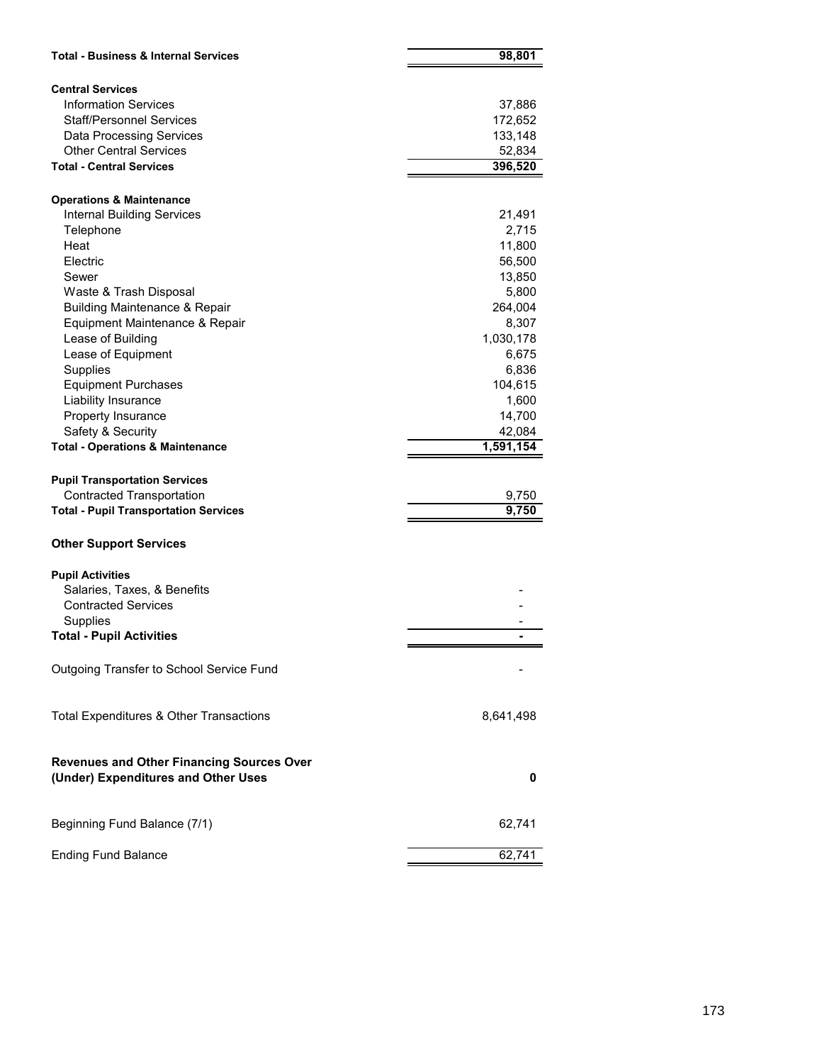| | |
|---|---|
| **Total - Business & Internal Services** | **98,801** |
| | |
| **Central Services** | |
| Information Services | 37,886 |
| Staff/Personnel Services | 172,652 |
| Data Processing Services | 133,148 |
| Other Central Services | 52,834 |
| **Total - Central Services** | **396,520** |
| | |
| **Operations & Maintenance** | |
| Internal Building Services | 21,491 |
| Telephone | 2,715 |
| Heat | 11,800 |
| Electric | 56,500 |
| Sewer | 13,850 |
| Waste & Trash Disposal | 5,800 |
| Building Maintenance & Repair | 264,004 |
| Equipment Maintenance & Repair | 8,307 |
| Lease of Building | 1,030,178 |
| Lease of Equipment | 6,675 |
| Supplies | 6,836 |
| Equipment Purchases | 104,615 |
| Liability Insurance | 1,600 |
| Property Insurance | 14,700 |
| Safety & Security | 42,084 |
| **Total - Operations & Maintenance** | **1,591,154** |
| | |
| **Pupil Transportation Services** | |
| Contracted Transportation | 9,750 |
| **Total - Pupil Transportation Services** | **9,750** |
| | |
| **Other Support Services** | |
| | |
| **Pupil Activities** | |
| Salaries, Taxes, & Benefits | - |
| Contracted Services | - |
| Supplies | - |
| **Total - Pupil Activities** | **-** |
| | |
| Outgoing Transfer to School Service Fund | - |
| | |
| Total Expenditures & Other Transactions | 8,641,498 |
| | |
| **Revenues and Other Financing Sources Over (Under) Expenditures and Other Uses** | **0** |
| | |
| Beginning Fund Balance (7/1) | 62,741 |
| | |
| Ending Fund Balance | 62,741 |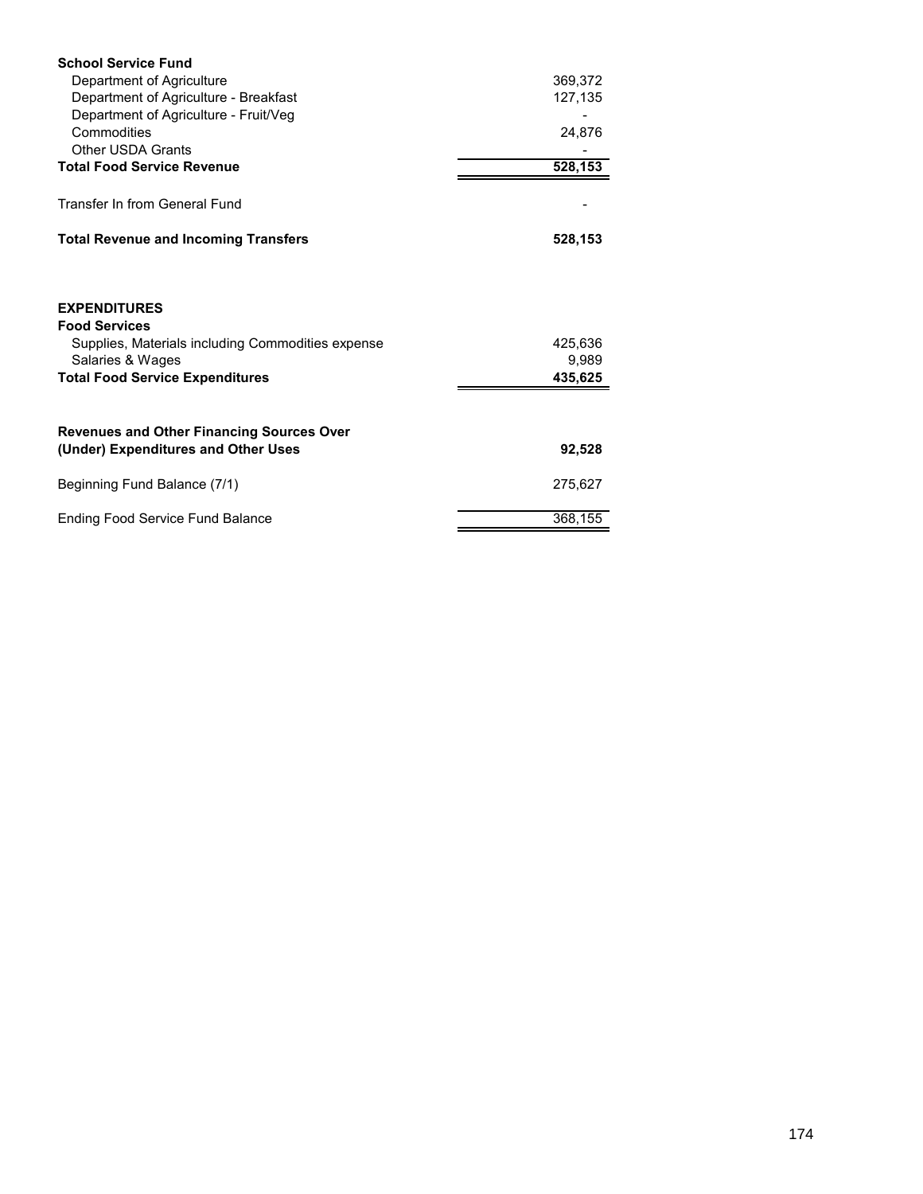| | |
|---|---|
| **School Service Fund** | |
| Department of Agriculture | 369,372 |
| Department of Agriculture - Breakfast | 127,135 |
| Department of Agriculture - Fruit/Veg | - |
| Commodities | 24,876 |
| Other USDA Grants | - |
| **Total Food Service Revenue** | **528,153** |
| Transfer In from General Fund | - |
| **Total Revenue and Incoming Transfers** | **528,153** |
| **EXPENDITURES** | |
| **Food Services** | |
| Supplies, Materials including Commodities expense | 425,636 |
| Salaries & Wages | 9,989 |
| **Total Food Service Expenditures** | **435,625** |
| **Revenues and Other Financing Sources Over (Under) Expenditures and Other Uses** | **92,528** |
| Beginning Fund Balance (7/1) | 275,627 |
| Ending Food Service Fund Balance | 368,155 |